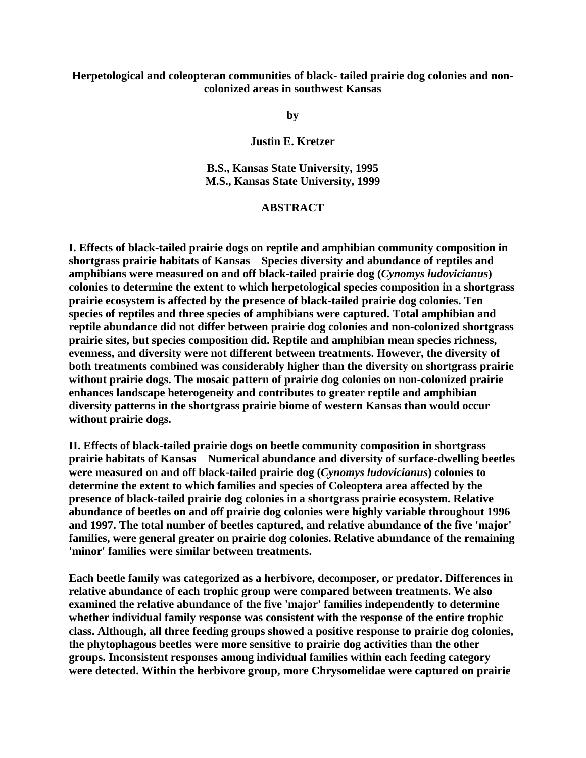**Herpetological and coleopteran communities of black- tailed prairie dog colonies and non-colonized areas in southwest Kansas**

**by**

**Justin E. Kretzer**

**B.S., Kansas State University, 1995**
**M.S., Kansas State University, 1999**

## ABSTRACT

**I. Effects of black-tailed prairie dogs on reptile and amphibian community composition in shortgrass prairie habitats of Kansas** **Species diversity and abundance of reptiles and amphibians were measured on and off black-tailed prairie dog (*Cynomys ludovicianus*) colonies to determine the extent to which herpetological species composition in a shortgrass prairie ecosystem is affected by the presence of black-tailed prairie dog colonies. Ten species of reptiles and three species of amphibians were captured. Total amphibian and reptile abundance did not differ between prairie dog colonies and non-colonized shortgrass prairie sites, but species composition did. Reptile and amphibian mean species richness, evenness, and diversity were not different between treatments. However, the diversity of both treatments combined was considerably higher than the diversity on shortgrass prairie without prairie dogs. The mosaic pattern of prairie dog colonies on non-colonized prairie enhances landscape heterogeneity and contributes to greater reptile and amphibian diversity patterns in the shortgrass prairie biome of western Kansas than would occur without prairie dogs.**

**II. Effects of black-tailed prairie dogs on beetle community composition in shortgrass prairie habitats of Kansas** **Numerical abundance and diversity of surface-dwelling beetles were measured on and off black-tailed prairie dog (*Cynomys ludovicianus*) colonies to determine the extent to which families and species of Coleoptera area affected by the presence of black-tailed prairie dog colonies in a shortgrass prairie ecosystem. Relative abundance of beetles on and off prairie dog colonies were highly variable throughout 1996 and 1997. The total number of beetles captured, and relative abundance of the five 'major' families, were general greater on prairie dog colonies. Relative abundance of the remaining 'minor' families were similar between treatments.**

**Each beetle family was categorized as a herbivore, decomposer, or predator. Differences in relative abundance of each trophic group were compared between treatments. We also examined the relative abundance of the five 'major' families independently to determine whether individual family response was consistent with the response of the entire trophic class. Although, all three feeding groups showed a positive response to prairie dog colonies, the phytophagous beetles were more sensitive to prairie dog activities than the other groups. Inconsistent responses among individual families within each feeding category were detected. Within the herbivore group, more Chrysomelidae were captured on prairie**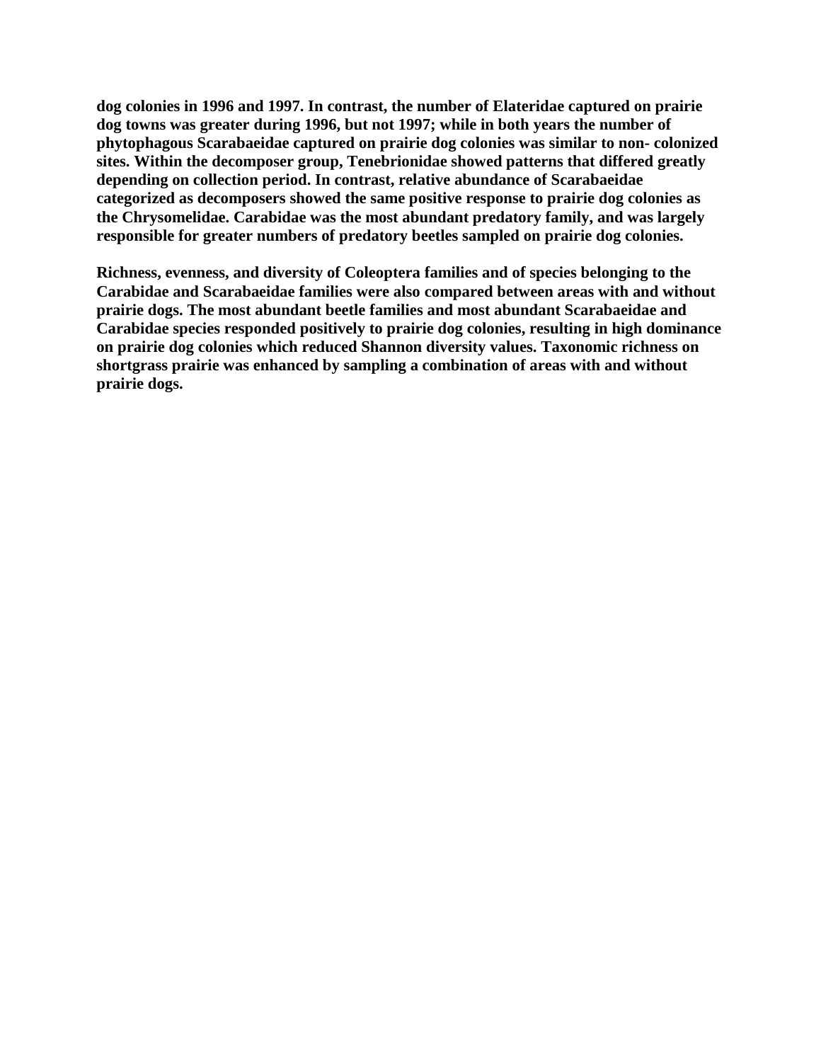**dog colonies in 1996 and 1997. In contrast, the number of Elateridae captured on prairie dog towns was greater during 1996, but not 1997; while in both years the number of phytophagous Scarabaeidae captured on prairie dog colonies was similar to non- colonized sites. Within the decomposer group, Tenebrionidae showed patterns that differed greatly depending on collection period. In contrast, relative abundance of Scarabaeidae categorized as decomposers showed the same positive response to prairie dog colonies as the Chrysomelidae. Carabidae was the most abundant predatory family, and was largely responsible for greater numbers of predatory beetles sampled on prairie dog colonies.**

**Richness, evenness, and diversity of Coleoptera families and of species belonging to the Carabidae and Scarabaeidae families were also compared between areas with and without prairie dogs. The most abundant beetle families and most abundant Scarabaeidae and Carabidae species responded positively to prairie dog colonies, resulting in high dominance on prairie dog colonies which reduced Shannon diversity values. Taxonomic richness on shortgrass prairie was enhanced by sampling a combination of areas with and without prairie dogs.**